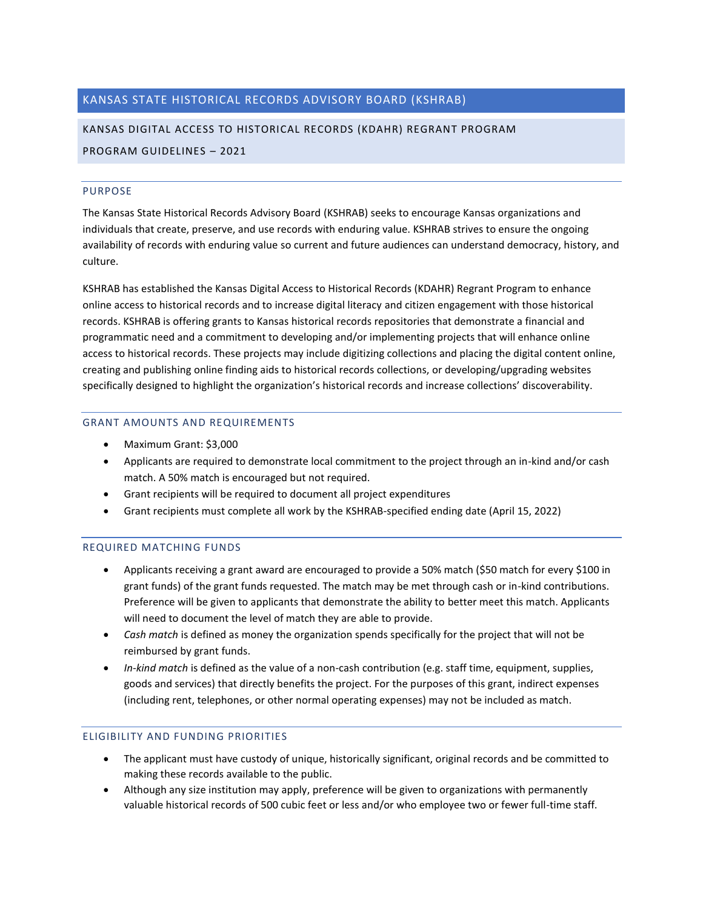# KANSAS STATE HISTORICAL RECORDS ADVISORY BOARD (KSHRAB)

## KANSAS DIGITAL ACCESS TO HISTORICAL RECORDS (KDAHR) REGRANT PROGRAM

## PROGRAM GUIDELINES – 2021

### PURPOSE

The Kansas State Historical Records Advisory Board (KSHRAB) seeks to encourage Kansas organizations and individuals that create, preserve, and use records with enduring value. KSHRAB strives to ensure the ongoing availability of records with enduring value so current and future audiences can understand democracy, history, and culture.

KSHRAB has established the Kansas Digital Access to Historical Records (KDAHR) Regrant Program to enhance online access to historical records and to increase digital literacy and citizen engagement with those historical records. KSHRAB is offering grants to Kansas historical records repositories that demonstrate a financial and programmatic need and a commitment to developing and/or implementing projects that will enhance online access to historical records. These projects may include digitizing collections and placing the digital content online, creating and publishing online finding aids to historical records collections, or developing/upgrading websites specifically designed to highlight the organization's historical records and increase collections' discoverability.

### GRANT AMOUNTS AND REQUIREMENTS

- Maximum Grant: $3,000
- Applicants are required to demonstrate local commitment to the project through an in-kind and/or cash match. A 50% match is encouraged but not required.
- Grant recipients will be required to document all project expenditures
- Grant recipients must complete all work by the KSHRAB-specified ending date (April 15, 2022)

### REQUIRED MATCHING FUNDS

- Applicants receiving a grant award are encouraged to provide a 50% match ($50 match for every $100 in grant funds) of the grant funds requested. The match may be met through cash or in-kind contributions. Preference will be given to applicants that demonstrate the ability to better meet this match. Applicants will need to document the level of match they are able to provide.
- *Cash match* is defined as money the organization spends specifically for the project that will not be reimbursed by grant funds.
- *In-kind match* is defined as the value of a non-cash contribution (e.g. staff time, equipment, supplies, goods and services) that directly benefits the project. For the purposes of this grant, indirect expenses (including rent, telephones, or other normal operating expenses) may not be included as match.

### ELIGIBILITY AND FUNDING PRIORITIES

- The applicant must have custody of unique, historically significant, original records and be committed to making these records available to the public.
- Although any size institution may apply, preference will be given to organizations with permanently valuable historical records of 500 cubic feet or less and/or who employee two or fewer full-time staff.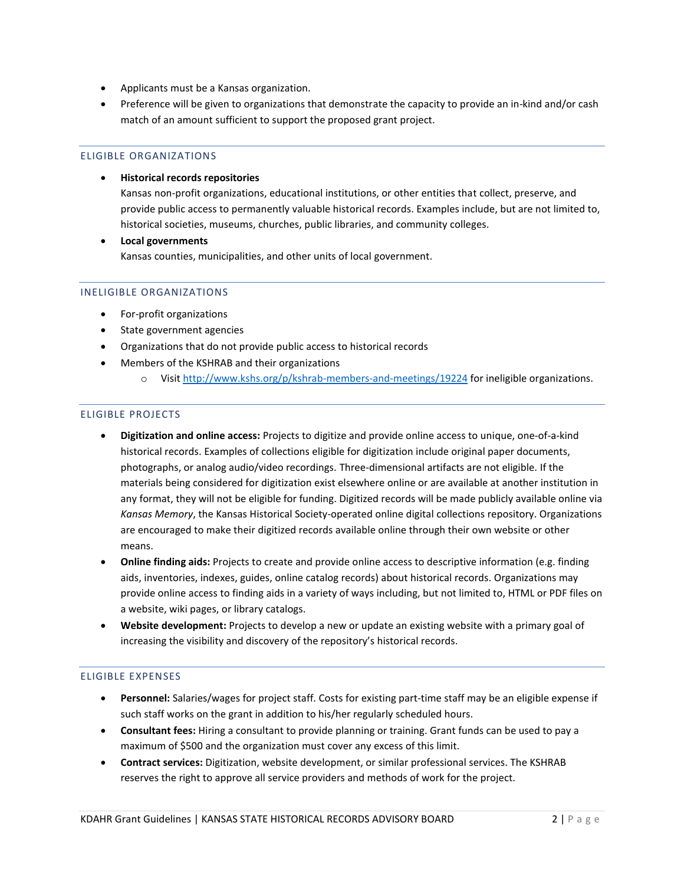- Applicants must be a Kansas organization.
- Preference will be given to organizations that demonstrate the capacity to provide an in-kind and/or cash match of an amount sufficient to support the proposed grant project.

## ELIGIBLE ORGANIZATIONS

- **Historical records repositories**
  Kansas non-profit organizations, educational institutions, or other entities that collect, preserve, and provide public access to permanently valuable historical records. Examples include, but are not limited to, historical societies, museums, churches, public libraries, and community colleges.
- **Local governments**
  Kansas counties, municipalities, and other units of local government.

## INELIGIBLE ORGANIZATIONS

- For-profit organizations
- State government agencies
- Organizations that do not provide public access to historical records
- Members of the KSHRAB and their organizations
  - Visit http://www.kshs.org/p/kshrab-members-and-meetings/19224 for ineligible organizations.

## ELIGIBLE PROJECTS

- **Digitization and online access:** Projects to digitize and provide online access to unique, one-of-a-kind historical records. Examples of collections eligible for digitization include original paper documents, photographs, or analog audio/video recordings. Three-dimensional artifacts are not eligible. If the materials being considered for digitization exist elsewhere online or are available at another institution in any format, they will not be eligible for funding. Digitized records will be made publicly available online via *Kansas Memory*, the Kansas Historical Society-operated online digital collections repository. Organizations are encouraged to make their digitized records available online through their own website or other means.
- **Online finding aids:** Projects to create and provide online access to descriptive information (e.g. finding aids, inventories, indexes, guides, online catalog records) about historical records. Organizations may provide online access to finding aids in a variety of ways including, but not limited to, HTML or PDF files on a website, wiki pages, or library catalogs.
- **Website development:** Projects to develop a new or update an existing website with a primary goal of increasing the visibility and discovery of the repository's historical records.

## ELIGIBLE EXPENSES

- **Personnel:** Salaries/wages for project staff. Costs for existing part-time staff may be an eligible expense if such staff works on the grant in addition to his/her regularly scheduled hours.
- **Consultant fees:** Hiring a consultant to provide planning or training. Grant funds can be used to pay a maximum of $500 and the organization must cover any excess of this limit.
- **Contract services:** Digitization, website development, or similar professional services. The KSHRAB reserves the right to approve all service providers and methods of work for the project.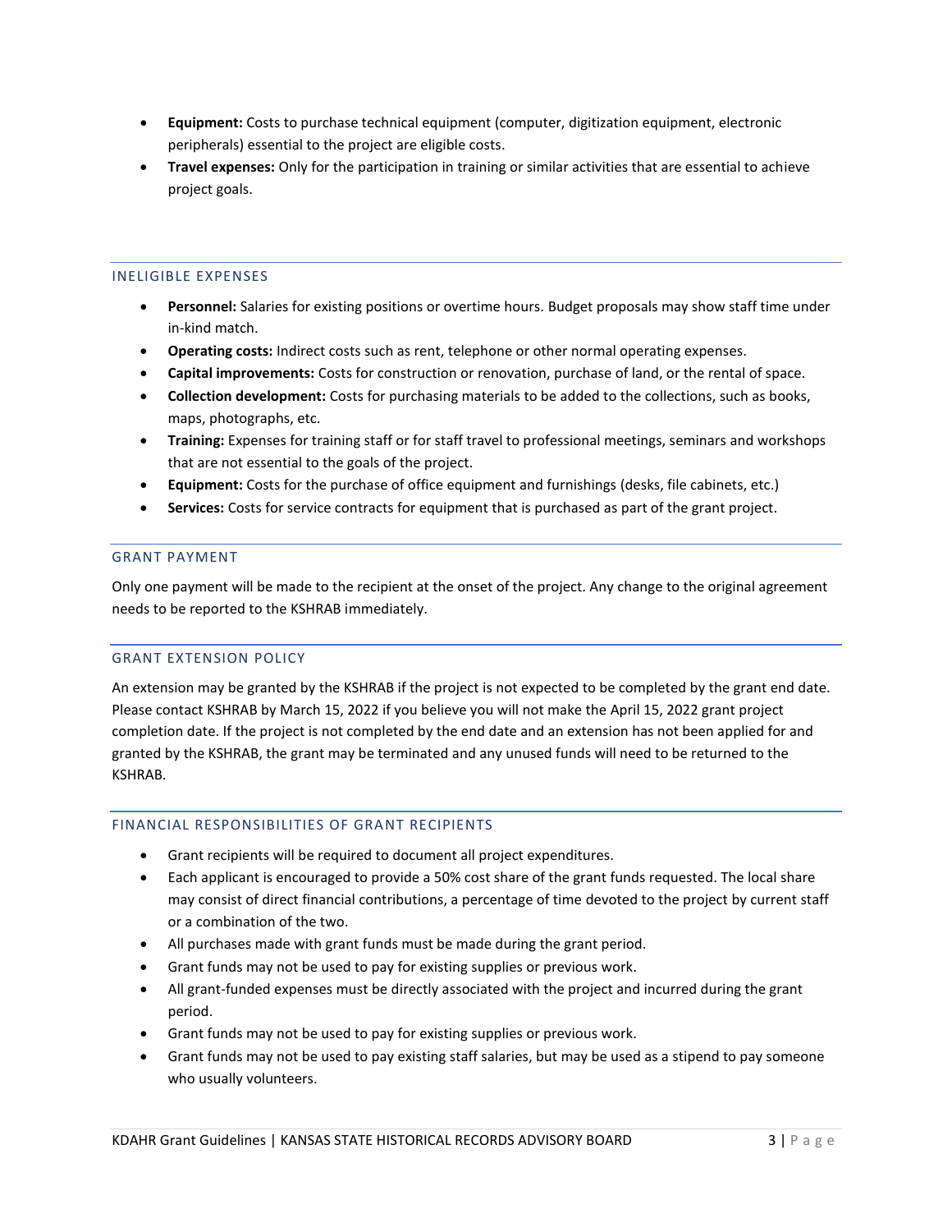- **Equipment:** Costs to purchase technical equipment (computer, digitization equipment, electronic peripherals) essential to the project are eligible costs.
- **Travel expenses:** Only for the participation in training or similar activities that are essential to achieve project goals.

## INELIGIBLE EXPENSES

- **Personnel:** Salaries for existing positions or overtime hours. Budget proposals may show staff time under in-kind match.
- **Operating costs:** Indirect costs such as rent, telephone or other normal operating expenses.
- **Capital improvements:** Costs for construction or renovation, purchase of land, or the rental of space.
- **Collection development:** Costs for purchasing materials to be added to the collections, such as books, maps, photographs, etc.
- **Training:** Expenses for training staff or for staff travel to professional meetings, seminars and workshops that are not essential to the goals of the project.
- **Equipment:** Costs for the purchase of office equipment and furnishings (desks, file cabinets, etc.)
- **Services:** Costs for service contracts for equipment that is purchased as part of the grant project.

## GRANT PAYMENT

Only one payment will be made to the recipient at the onset of the project. Any change to the original agreement needs to be reported to the KSHRAB immediately.

## GRANT EXTENSION POLICY

An extension may be granted by the KSHRAB if the project is not expected to be completed by the grant end date. Please contact KSHRAB by March 15, 2022 if you believe you will not make the April 15, 2022 grant project completion date. If the project is not completed by the end date and an extension has not been applied for and granted by the KSHRAB, the grant may be terminated and any unused funds will need to be returned to the KSHRAB.

## FINANCIAL RESPONSIBILITIES OF GRANT RECIPIENTS

- Grant recipients will be required to document all project expenditures.
- Each applicant is encouraged to provide a 50% cost share of the grant funds requested. The local share may consist of direct financial contributions, a percentage of time devoted to the project by current staff or a combination of the two.
- All purchases made with grant funds must be made during the grant period.
- Grant funds may not be used to pay for existing supplies or previous work.
- All grant-funded expenses must be directly associated with the project and incurred during the grant period.
- Grant funds may not be used to pay for existing supplies or previous work.
- Grant funds may not be used to pay existing staff salaries, but may be used as a stipend to pay someone who usually volunteers.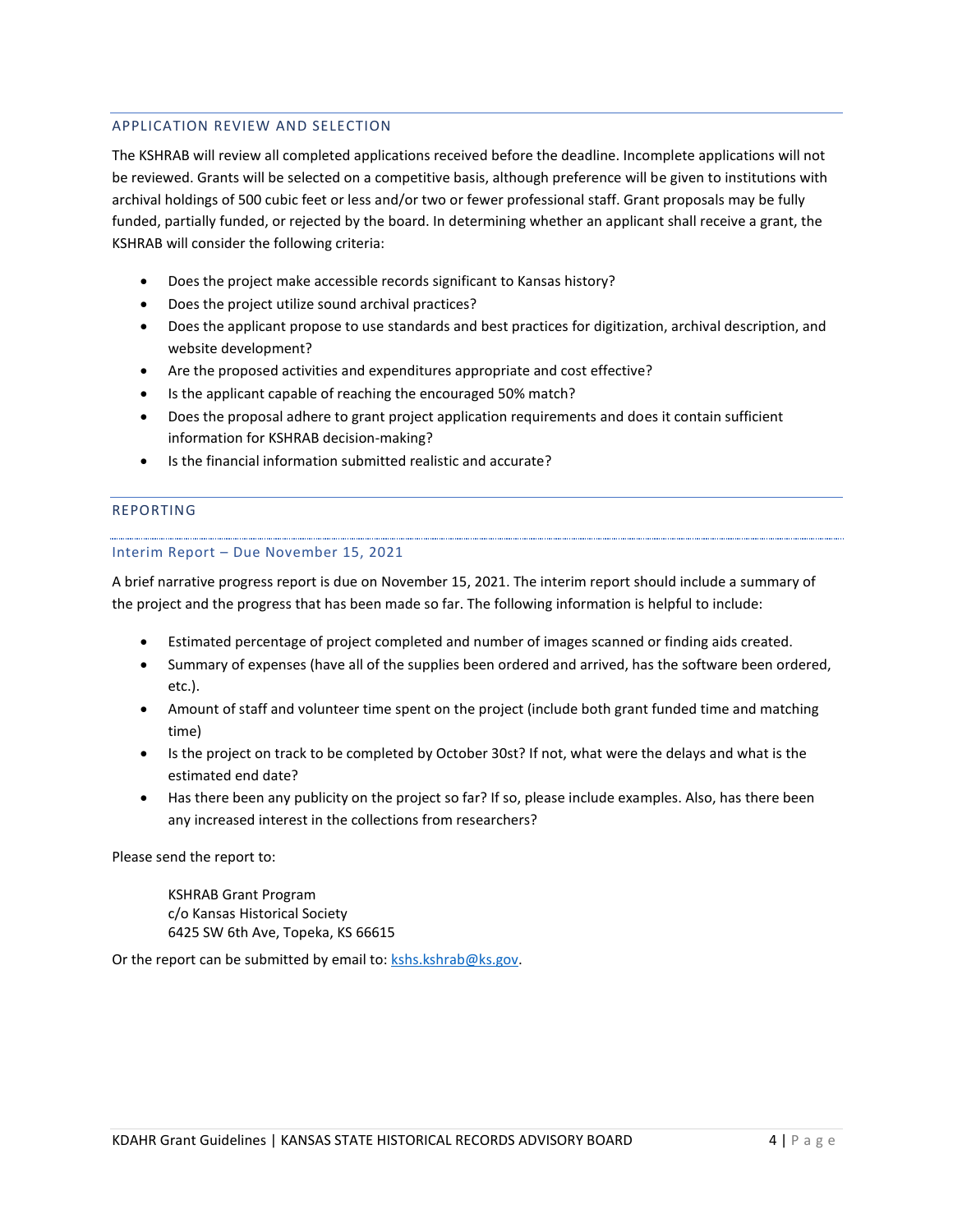## APPLICATION REVIEW AND SELECTION

The KSHRAB will review all completed applications received before the deadline. Incomplete applications will not be reviewed. Grants will be selected on a competitive basis, although preference will be given to institutions with archival holdings of 500 cubic feet or less and/or two or fewer professional staff. Grant proposals may be fully funded, partially funded, or rejected by the board. In determining whether an applicant shall receive a grant, the KSHRAB will consider the following criteria:

- Does the project make accessible records significant to Kansas history?
- Does the project utilize sound archival practices?
- Does the applicant propose to use standards and best practices for digitization, archival description, and website development?
- Are the proposed activities and expenditures appropriate and cost effective?
- Is the applicant capable of reaching the encouraged 50% match?
- Does the proposal adhere to grant project application requirements and does it contain sufficient information for KSHRAB decision-making?
- Is the financial information submitted realistic and accurate?

## REPORTING

### Interim Report – Due November 15, 2021

A brief narrative progress report is due on November 15, 2021. The interim report should include a summary of the project and the progress that has been made so far. The following information is helpful to include:

- Estimated percentage of project completed and number of images scanned or finding aids created.
- Summary of expenses (have all of the supplies been ordered and arrived, has the software been ordered, etc.).
- Amount of staff and volunteer time spent on the project (include both grant funded time and matching time)
- Is the project on track to be completed by October 30st? If not, what were the delays and what is the estimated end date?
- Has there been any publicity on the project so far? If so, please include examples. Also, has there been any increased interest in the collections from researchers?

Please send the report to:

> KSHRAB Grant Program
> c/o Kansas Historical Society
> 6425 SW 6th Ave, Topeka, KS 66615

Or the report can be submitted by email to: kshs.kshrab@ks.gov.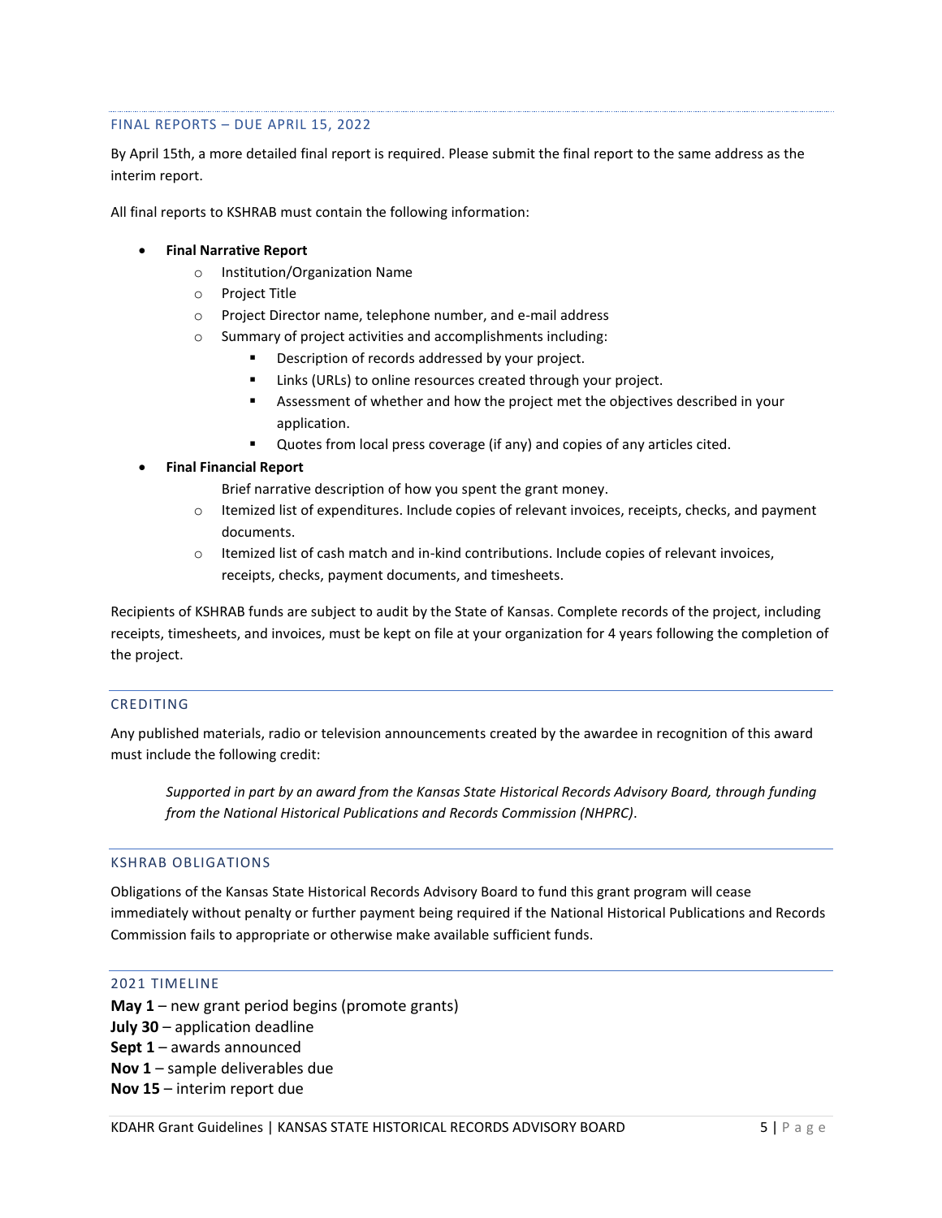## FINAL REPORTS – DUE APRIL 15, 2022

By April 15th, a more detailed final report is required. Please submit the final report to the same address as the interim report.

All final reports to KSHRAB must contain the following information:

- **Final Narrative Report**
  - Institution/Organization Name
  - Project Title
  - Project Director name, telephone number, and e-mail address
  - Summary of project activities and accomplishments including:
    - Description of records addressed by your project.
    - Links (URLs) to online resources created through your project.
    - Assessment of whether and how the project met the objectives described in your application.
    - Quotes from local press coverage (if any) and copies of any articles cited.
- **Final Financial Report**
  - Brief narrative description of how you spent the grant money.
  - Itemized list of expenditures. Include copies of relevant invoices, receipts, checks, and payment documents.
  - Itemized list of cash match and in-kind contributions. Include copies of relevant invoices, receipts, checks, payment documents, and timesheets.

Recipients of KSHRAB funds are subject to audit by the State of Kansas. Complete records of the project, including receipts, timesheets, and invoices, must be kept on file at your organization for 4 years following the completion of the project.

## CREDITING

Any published materials, radio or television announcements created by the awardee in recognition of this award must include the following credit:

> *Supported in part by an award from the Kansas State Historical Records Advisory Board, through funding from the National Historical Publications and Records Commission (NHPRC).*

## KSHRAB OBLIGATIONS

Obligations of the Kansas State Historical Records Advisory Board to fund this grant program will cease immediately without penalty or further payment being required if the National Historical Publications and Records Commission fails to appropriate or otherwise make available sufficient funds.

## 2021 TIMELINE

**May 1** – new grant period begins (promote grants)
**July 30** – application deadline
**Sept 1** – awards announced
**Nov 1** – sample deliverables due
**Nov 15** – interim report due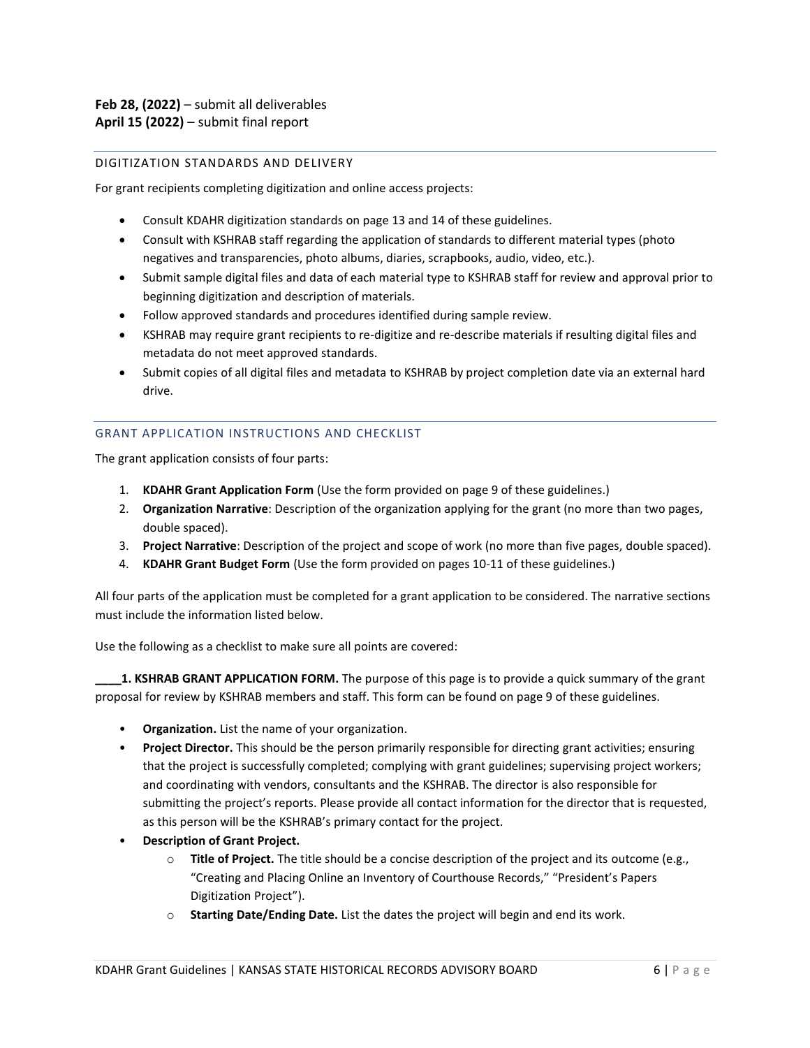**Feb 28, (2022)** – submit all deliverables
**April 15 (2022)** – submit final report

## DIGITIZATION STANDARDS AND DELIVERY

For grant recipients completing digitization and online access projects:

- Consult KDAHR digitization standards on page 13 and 14 of these guidelines.
- Consult with KSHRAB staff regarding the application of standards to different material types (photo negatives and transparencies, photo albums, diaries, scrapbooks, audio, video, etc.).
- Submit sample digital files and data of each material type to KSHRAB staff for review and approval prior to beginning digitization and description of materials.
- Follow approved standards and procedures identified during sample review.
- KSHRAB may require grant recipients to re-digitize and re-describe materials if resulting digital files and metadata do not meet approved standards.
- Submit copies of all digital files and metadata to KSHRAB by project completion date via an external hard drive.

## GRANT APPLICATION INSTRUCTIONS AND CHECKLIST

The grant application consists of four parts:

1. **KDAHR Grant Application Form** (Use the form provided on page 9 of these guidelines.)
2. **Organization Narrative**: Description of the organization applying for the grant (no more than two pages, double spaced).
3. **Project Narrative**: Description of the project and scope of work (no more than five pages, double spaced).
4. **KDAHR Grant Budget Form** (Use the form provided on pages 10-11 of these guidelines.)

All four parts of the application must be completed for a grant application to be considered. The narrative sections must include the information listed below.

Use the following as a checklist to make sure all points are covered:

**____1. KSHRAB GRANT APPLICATION FORM.** The purpose of this page is to provide a quick summary of the grant proposal for review by KSHRAB members and staff. This form can be found on page 9 of these guidelines.

- **Organization.** List the name of your organization.
- **Project Director.** This should be the person primarily responsible for directing grant activities; ensuring that the project is successfully completed; complying with grant guidelines; supervising project workers; and coordinating with vendors, consultants and the KSHRAB. The director is also responsible for submitting the project's reports. Please provide all contact information for the director that is requested, as this person will be the KSHRAB's primary contact for the project.
- **Description of Grant Project.**
  - **Title of Project.** The title should be a concise description of the project and its outcome (e.g., "Creating and Placing Online an Inventory of Courthouse Records," "President's Papers Digitization Project").
  - **Starting Date/Ending Date.** List the dates the project will begin and end its work.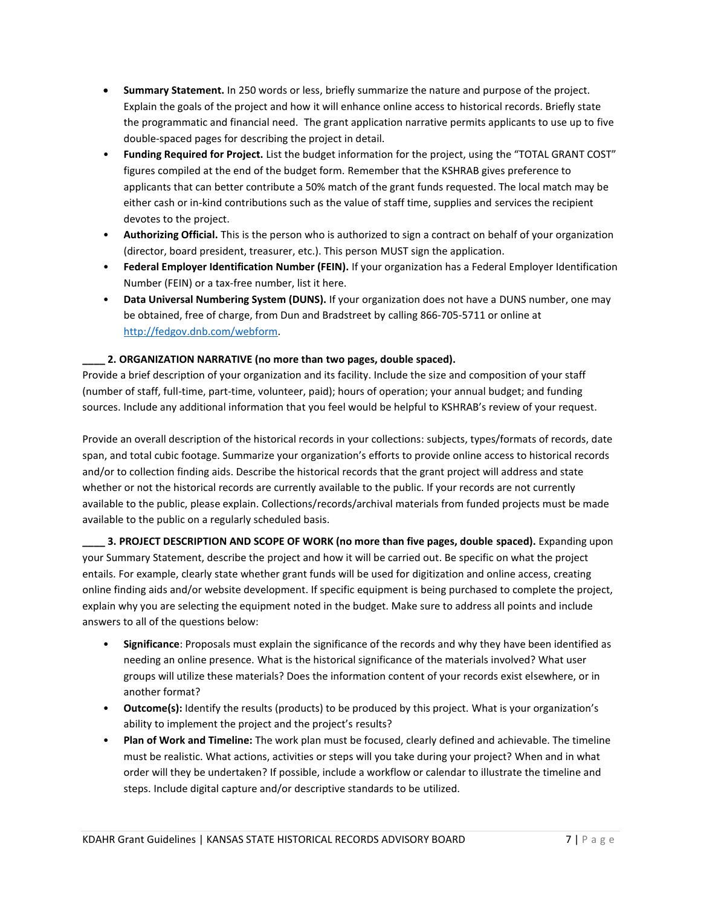- **Summary Statement.** In 250 words or less, briefly summarize the nature and purpose of the project. Explain the goals of the project and how it will enhance online access to historical records. Briefly state the programmatic and financial need. The grant application narrative permits applicants to use up to five double-spaced pages for describing the project in detail.
- **Funding Required for Project.** List the budget information for the project, using the "TOTAL GRANT COST" figures compiled at the end of the budget form. Remember that the KSHRAB gives preference to applicants that can better contribute a 50% match of the grant funds requested. The local match may be either cash or in-kind contributions such as the value of staff time, supplies and services the recipient devotes to the project.
- **Authorizing Official.** This is the person who is authorized to sign a contract on behalf of your organization (director, board president, treasurer, etc.). This person MUST sign the application.
- **Federal Employer Identification Number (FEIN).** If your organization has a Federal Employer Identification Number (FEIN) or a tax-free number, list it here.
- **Data Universal Numbering System (DUNS).** If your organization does not have a DUNS number, one may be obtained, free of charge, from Dun and Bradstreet by calling 866-705-5711 or online at [http://fedgov.dnb.com/webform](http://fedgov.dnb.com/webform).

**____ 2. ORGANIZATION NARRATIVE (no more than two pages, double spaced).**

Provide a brief description of your organization and its facility. Include the size and composition of your staff (number of staff, full-time, part-time, volunteer, paid); hours of operation; your annual budget; and funding sources. Include any additional information that you feel would be helpful to KSHRAB's review of your request.

Provide an overall description of the historical records in your collections: subjects, types/formats of records, date span, and total cubic footage. Summarize your organization's efforts to provide online access to historical records and/or to collection finding aids. Describe the historical records that the grant project will address and state whether or not the historical records are currently available to the public. If your records are not currently available to the public, please explain. Collections/records/archival materials from funded projects must be made available to the public on a regularly scheduled basis.

**____ 3. PROJECT DESCRIPTION AND SCOPE OF WORK (no more than five pages, double spaced).** Expanding upon your Summary Statement, describe the project and how it will be carried out. Be specific on what the project entails. For example, clearly state whether grant funds will be used for digitization and online access, creating online finding aids and/or website development. If specific equipment is being purchased to complete the project, explain why you are selecting the equipment noted in the budget. Make sure to address all points and include answers to all of the questions below:

- **Significance**: Proposals must explain the significance of the records and why they have been identified as needing an online presence. What is the historical significance of the materials involved? What user groups will utilize these materials? Does the information content of your records exist elsewhere, or in another format?
- **Outcome(s):** Identify the results (products) to be produced by this project. What is your organization's ability to implement the project and the project's results?
- **Plan of Work and Timeline:** The work plan must be focused, clearly defined and achievable. The timeline must be realistic. What actions, activities or steps will you take during your project? When and in what order will they be undertaken? If possible, include a workflow or calendar to illustrate the timeline and steps. Include digital capture and/or descriptive standards to be utilized.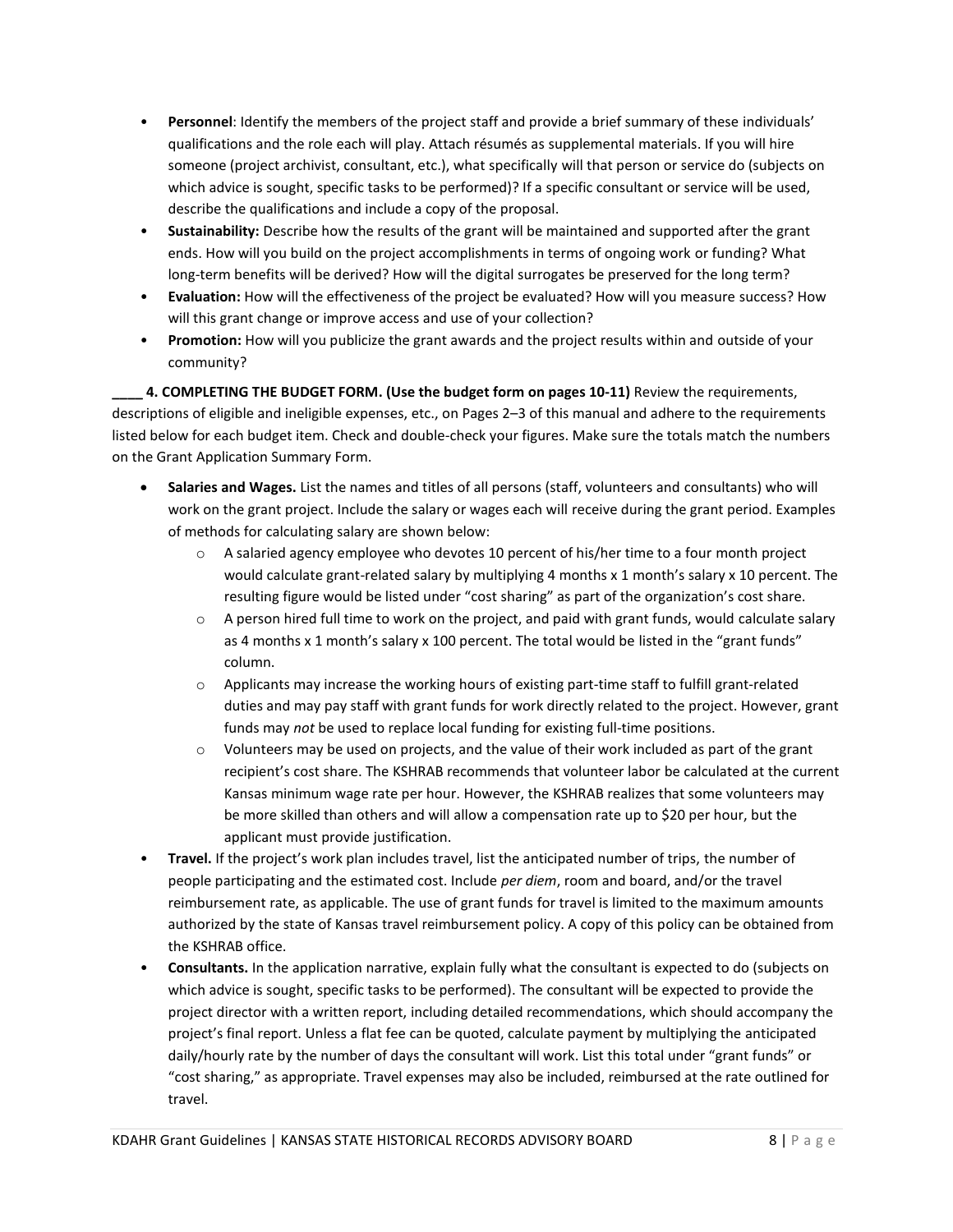- **Personnel**: Identify the members of the project staff and provide a brief summary of these individuals' qualifications and the role each will play. Attach résumés as supplemental materials. If you will hire someone (project archivist, consultant, etc.), what specifically will that person or service do (subjects on which advice is sought, specific tasks to be performed)? If a specific consultant or service will be used, describe the qualifications and include a copy of the proposal.
- **Sustainability:** Describe how the results of the grant will be maintained and supported after the grant ends. How will you build on the project accomplishments in terms of ongoing work or funding? What long-term benefits will be derived? How will the digital surrogates be preserved for the long term?
- **Evaluation:** How will the effectiveness of the project be evaluated? How will you measure success? How will this grant change or improve access and use of your collection?
- **Promotion:** How will you publicize the grant awards and the project results within and outside of your community?

**____ 4. COMPLETING THE BUDGET FORM. (Use the budget form on pages 10-11)** Review the requirements, descriptions of eligible and ineligible expenses, etc., on Pages 2–3 of this manual and adhere to the requirements listed below for each budget item. Check and double-check your figures. Make sure the totals match the numbers on the Grant Application Summary Form.

- **Salaries and Wages.** List the names and titles of all persons (staff, volunteers and consultants) who will work on the grant project. Include the salary or wages each will receive during the grant period. Examples of methods for calculating salary are shown below:
  - A salaried agency employee who devotes 10 percent of his/her time to a four month project would calculate grant-related salary by multiplying 4 months x 1 month's salary x 10 percent. The resulting figure would be listed under "cost sharing" as part of the organization's cost share.
  - A person hired full time to work on the project, and paid with grant funds, would calculate salary as 4 months x 1 month's salary x 100 percent. The total would be listed in the "grant funds" column.
  - Applicants may increase the working hours of existing part-time staff to fulfill grant-related duties and may pay staff with grant funds for work directly related to the project. However, grant funds may *not* be used to replace local funding for existing full-time positions.
  - Volunteers may be used on projects, and the value of their work included as part of the grant recipient's cost share. The KSHRAB recommends that volunteer labor be calculated at the current Kansas minimum wage rate per hour. However, the KSHRAB realizes that some volunteers may be more skilled than others and will allow a compensation rate up to $20 per hour, but the applicant must provide justification.
- **Travel.** If the project's work plan includes travel, list the anticipated number of trips, the number of people participating and the estimated cost. Include *per diem*, room and board, and/or the travel reimbursement rate, as applicable. The use of grant funds for travel is limited to the maximum amounts authorized by the state of Kansas travel reimbursement policy. A copy of this policy can be obtained from the KSHRAB office.
- **Consultants.** In the application narrative, explain fully what the consultant is expected to do (subjects on which advice is sought, specific tasks to be performed). The consultant will be expected to provide the project director with a written report, including detailed recommendations, which should accompany the project's final report. Unless a flat fee can be quoted, calculate payment by multiplying the anticipated daily/hourly rate by the number of days the consultant will work. List this total under "grant funds" or "cost sharing," as appropriate. Travel expenses may also be included, reimbursed at the rate outlined for travel.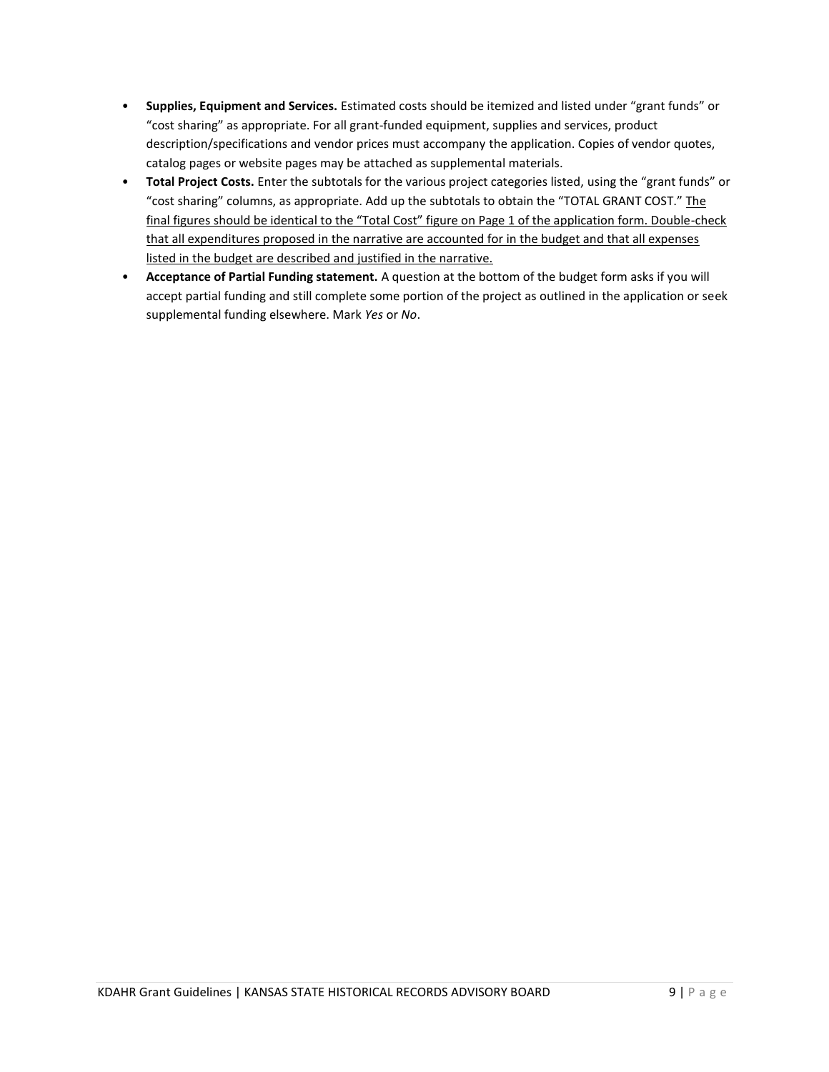- **Supplies, Equipment and Services.** Estimated costs should be itemized and listed under "grant funds" or "cost sharing" as appropriate. For all grant-funded equipment, supplies and services, product description/specifications and vendor prices must accompany the application. Copies of vendor quotes, catalog pages or website pages may be attached as supplemental materials.
- **Total Project Costs.** Enter the subtotals for the various project categories listed, using the "grant funds" or "cost sharing" columns, as appropriate. Add up the subtotals to obtain the "TOTAL GRANT COST." <u>The final figures should be identical to the "Total Cost" figure on Page 1 of the application form. Double-check that all expenditures proposed in the narrative are accounted for in the budget and that all expenses listed in the budget are described and justified in the narrative.</u>
- **Acceptance of Partial Funding statement.** A question at the bottom of the budget form asks if you will accept partial funding and still complete some portion of the project as outlined in the application or seek supplemental funding elsewhere. Mark *Yes* or *No*.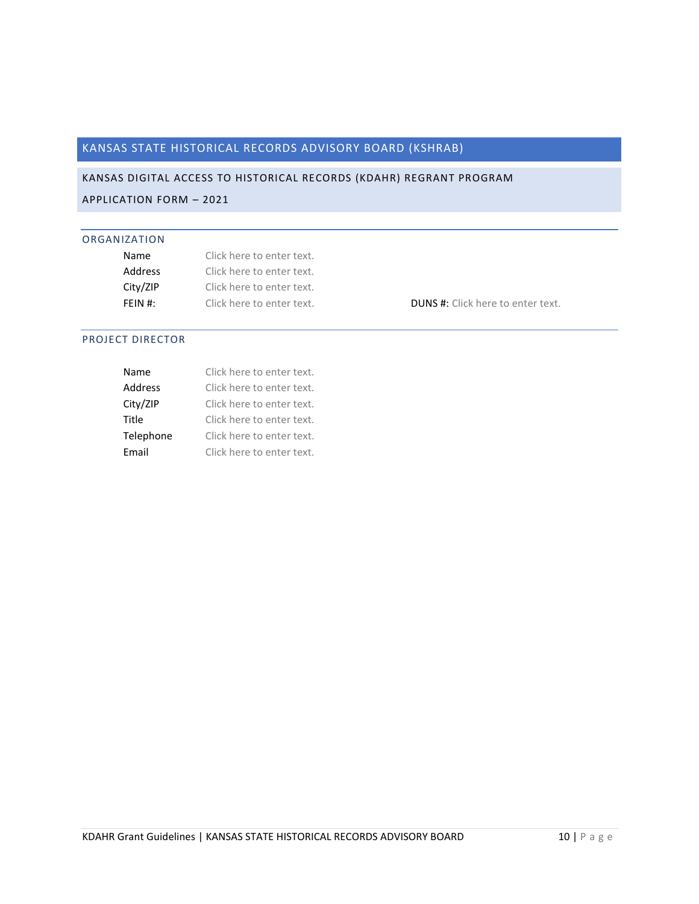# KANSAS STATE HISTORICAL RECORDS ADVISORY BOARD (KSHRAB)

## KANSAS DIGITAL ACCESS TO HISTORICAL RECORDS (KDAHR) REGRANT PROGRAM

## APPLICATION FORM – 2021

### ORGANIZATION

| | |
|---|---|
| Name | Click here to enter text. |
| Address | Click here to enter text. |
| City/ZIP | Click here to enter text. |
| FEIN #: | Click here to enter text. |

**DUNS #:** Click here to enter text.

### PROJECT DIRECTOR

| | |
|---|---|
| Name | Click here to enter text. |
| Address | Click here to enter text. |
| City/ZIP | Click here to enter text. |
| Title | Click here to enter text. |
| Telephone | Click here to enter text. |
| Email | Click here to enter text. |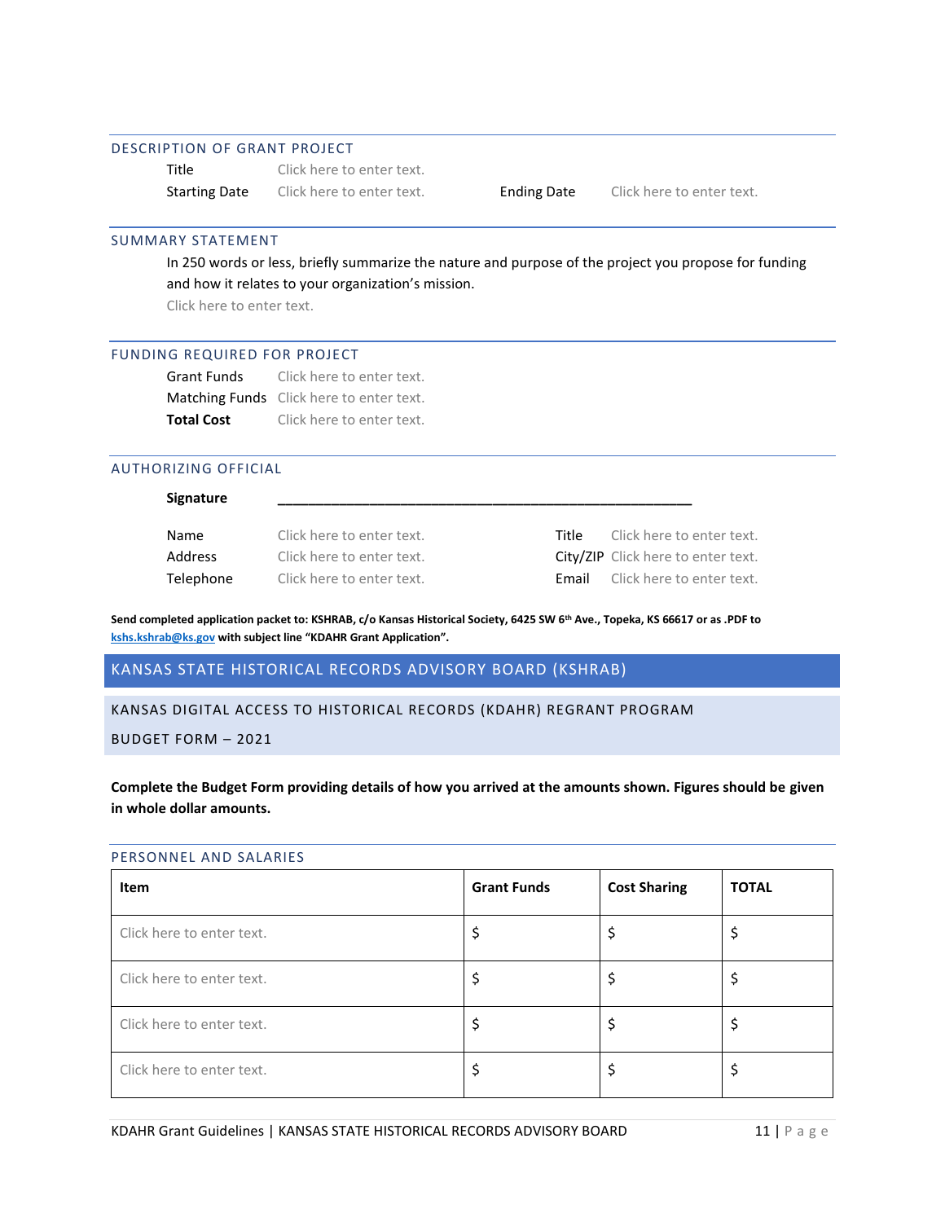## DESCRIPTION OF GRANT PROJECT

Title Click here to enter text.

Starting Date Click here to enter text. Ending Date Click here to enter text.

## SUMMARY STATEMENT

In 250 words or less, briefly summarize the nature and purpose of the project you propose for funding and how it relates to your organization's mission.

Click here to enter text.

## FUNDING REQUIRED FOR PROJECT

Grant Funds Click here to enter text.

Matching Funds Click here to enter text.

**Total Cost** Click here to enter text.

## AUTHORIZING OFFICIAL

**Signature** ______________________________________________

Name Click here to enter text. Title Click here to enter text.

Address Click here to enter text. City/ZIP Click here to enter text.

Telephone Click here to enter text. Email Click here to enter text.

**Send completed application packet to: KSHRAB, c/o Kansas Historical Society, 6425 SW 6th Ave., Topeka, KS 66617 or as .PDF to kshs.kshrab@ks.gov with subject line "KDAHR Grant Application".**

# KANSAS STATE HISTORICAL RECORDS ADVISORY BOARD (KSHRAB)

## KANSAS DIGITAL ACCESS TO HISTORICAL RECORDS (KDAHR) REGRANT PROGRAM

## BUDGET FORM – 2021

**Complete the Budget Form providing details of how you arrived at the amounts shown. Figures should be given in whole dollar amounts.**

## PERSONNEL AND SALARIES

| Item | Grant Funds | Cost Sharing | TOTAL |
|---|---|---|---|
| Click here to enter text. | $ | $ | $ |
| Click here to enter text. | $ | $ | $ |
| Click here to enter text. | $ | $ | $ |
| Click here to enter text. | $ | $ | $ |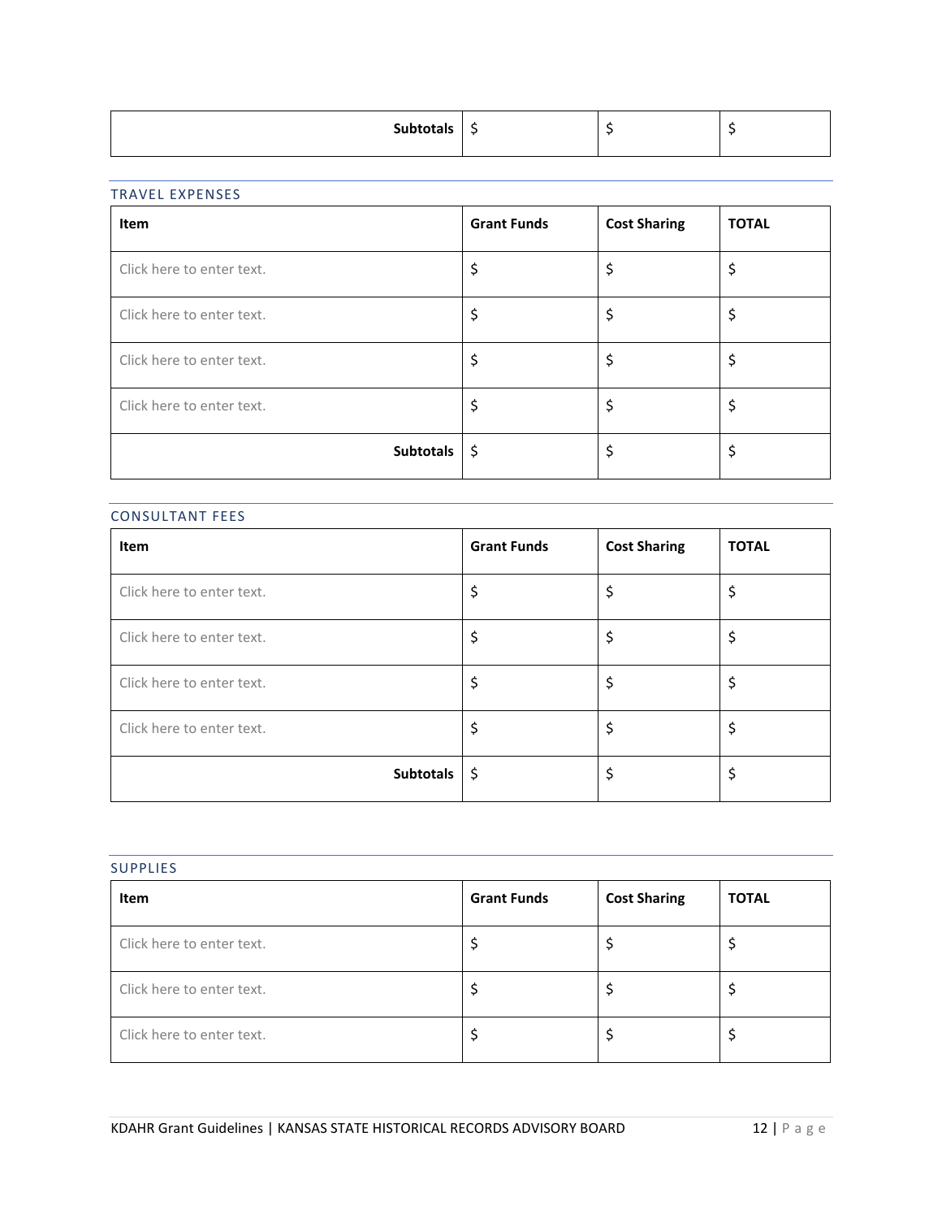| | | | |
|---|---|---|---|
| **Subtotals** | $ | $ | $ |

## TRAVEL EXPENSES

| Item | Grant Funds | Cost Sharing | TOTAL |
|---|---|---|---|
| Click here to enter text. | $ | $ | $ |
| Click here to enter text. | $ | $ | $ |
| Click here to enter text. | $ | $ | $ |
| Click here to enter text. | $ | $ | $ |
| **Subtotals** | $ | $ | $ |

## CONSULTANT FEES

| Item | Grant Funds | Cost Sharing | TOTAL |
|---|---|---|---|
| Click here to enter text. | $ | $ | $ |
| Click here to enter text. | $ | $ | $ |
| Click here to enter text. | $ | $ | $ |
| Click here to enter text. | $ | $ | $ |
| **Subtotals** | $ | $ | $ |

## SUPPLIES

| Item | Grant Funds | Cost Sharing | TOTAL |
|---|---|---|---|
| Click here to enter text. | $ | $ | $ |
| Click here to enter text. | $ | $ | $ |
| Click here to enter text. | $ | $ | $ |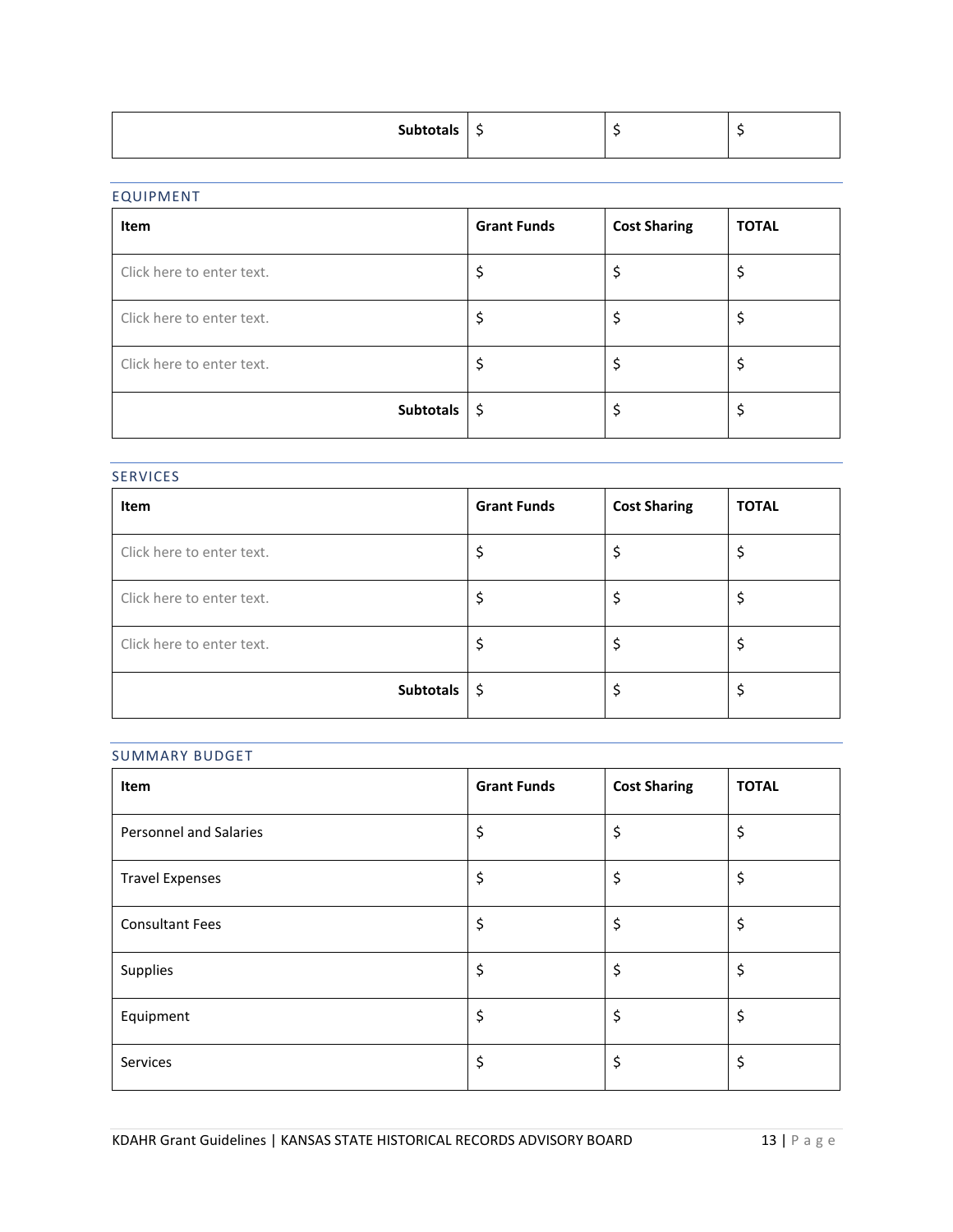| | | | |
|---|---|---|---|
| **Subtotals** | $ | $ | $ |

## EQUIPMENT

| **Item** | **Grant Funds** | **Cost Sharing** | **TOTAL** |
|---|---|---|---|
| Click here to enter text. | $ | $ | $ |
| Click here to enter text. | $ | $ | $ |
| Click here to enter text. | $ | $ | $ |
| **Subtotals** | $ | $ | $ |

## SERVICES

| **Item** | **Grant Funds** | **Cost Sharing** | **TOTAL** |
|---|---|---|---|
| Click here to enter text. | $ | $ | $ |
| Click here to enter text. | $ | $ | $ |
| Click here to enter text. | $ | $ | $ |
| **Subtotals** | $ | $ | $ |

## SUMMARY BUDGET

| **Item** | **Grant Funds** | **Cost Sharing** | **TOTAL** |
|---|---|---|---|
| Personnel and Salaries | $ | $ | $ |
| Travel Expenses | $ | $ | $ |
| Consultant Fees | $ | $ | $ |
| Supplies | $ | $ | $ |
| Equipment | $ | $ | $ |
| Services | $ | $ | $ |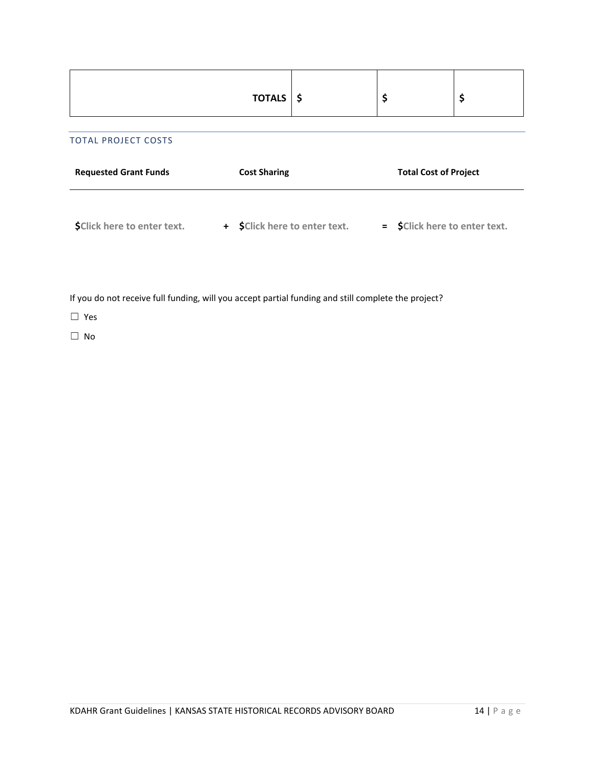| | | | |
|---|---|---|---|
| **TOTALS** | **$** | **$** | **$** |

## TOTAL PROJECT COSTS

| **Requested Grant Funds** | | **Cost Sharing** | | **Total Cost of Project** |
|---|---|---|---|---|
| **$Click here to enter text.** | **+** | **$Click here to enter text.** | **=** | **$Click here to enter text.** |

If you do not receive full funding, will you accept partial funding and still complete the project?

☐ Yes

☐ No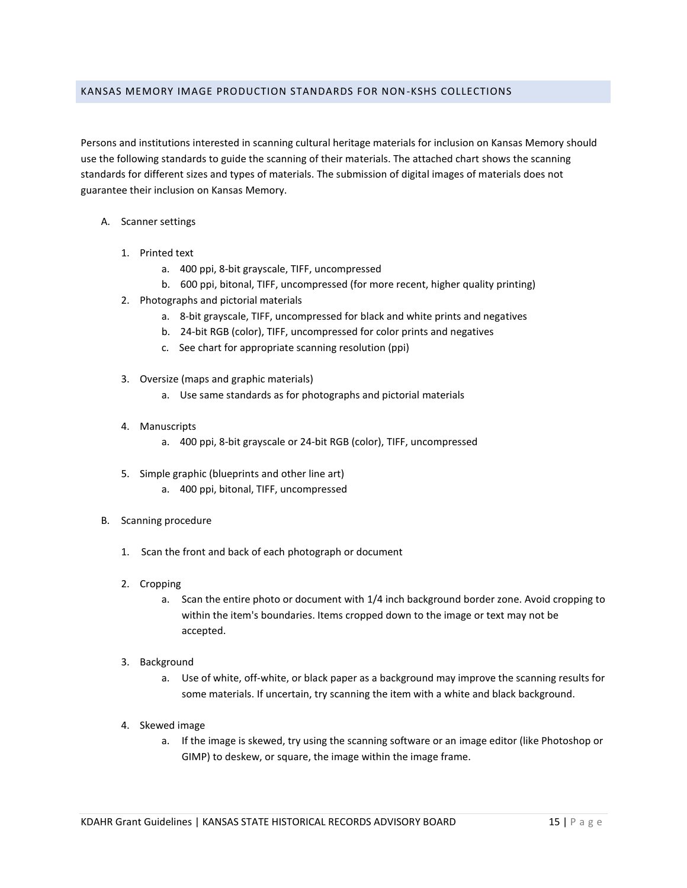## KANSAS MEMORY IMAGE PRODUCTION STANDARDS FOR NON-KSHS COLLECTIONS

Persons and institutions interested in scanning cultural heritage materials for inclusion on Kansas Memory should use the following standards to guide the scanning of their materials. The attached chart shows the scanning standards for different sizes and types of materials. The submission of digital images of materials does not guarantee their inclusion on Kansas Memory.

A. Scanner settings

1. Printed text
    a. 400 ppi, 8-bit grayscale, TIFF, uncompressed
    b. 600 ppi, bitonal, TIFF, uncompressed (for more recent, higher quality printing)
2. Photographs and pictorial materials
    a. 8-bit grayscale, TIFF, uncompressed for black and white prints and negatives
    b. 24-bit RGB (color), TIFF, uncompressed for color prints and negatives
    c. See chart for appropriate scanning resolution (ppi)
3. Oversize (maps and graphic materials)
    a. Use same standards as for photographs and pictorial materials
4. Manuscripts
    a. 400 ppi, 8-bit grayscale or 24-bit RGB (color), TIFF, uncompressed
5. Simple graphic (blueprints and other line art)
    a. 400 ppi, bitonal, TIFF, uncompressed

B. Scanning procedure

1. Scan the front and back of each photograph or document
2. Cropping
    a. Scan the entire photo or document with 1/4 inch background border zone. Avoid cropping to within the item's boundaries. Items cropped down to the image or text may not be accepted.
3. Background
    a. Use of white, off-white, or black paper as a background may improve the scanning results for some materials. If uncertain, try scanning the item with a white and black background.
4. Skewed image
    a. If the image is skewed, try using the scanning software or an image editor (like Photoshop or GIMP) to deskew, or square, the image within the image frame.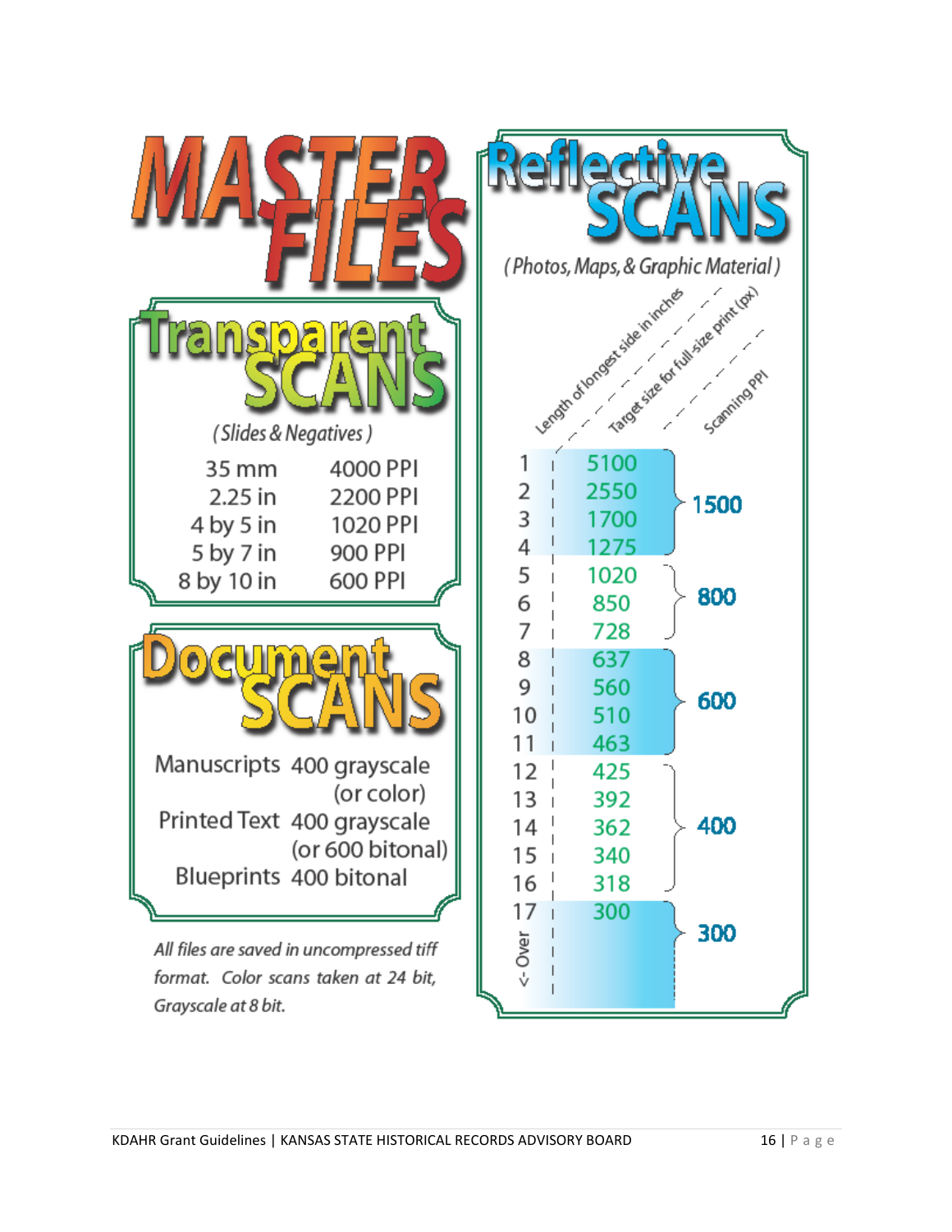# MASTER FILES

## Transparent SCANS

*(Slides & Negatives)*

| | |
|---|---|
| 35 mm | 4000 PPI |
| 2.25 in | 2200 PPI |
| 4 by 5 in | 1020 PPI |
| 5 by 7 in | 900 PPI |
| 8 by 10 in | 600 PPI |

## Document SCANS

| | |
|---|---|
| Manuscripts | 400 grayscale (or color) |
| Printed Text | 400 grayscale (or 600 bitonal) |
| Blueprints | 400 bitonal |

*All files are saved in uncompressed tiff format. Color scans taken at 24 bit, Grayscale at 8 bit.*

## Reflective SCANS

*(Photos, Maps, & Graphic Material)*

| Length of longest side in inches | Target size for full-size print (px) | Scanning PPI |
|---|---|---|
| 1 | 5100 | 1500 |
| 2 | 2550 | 1500 |
| 3 | 1700 | 1500 |
| 4 | 1275 | 1500 |
| 5 | 1020 | 800 |
| 6 | 850 | 800 |
| 7 | 728 | 800 |
| 8 | 637 | 600 |
| 9 | 560 | 600 |
| 10 | 510 | 600 |
| 11 | 463 | 600 |
| 12 | 425 | 400 |
| 13 | 392 | 400 |
| 14 | 362 | 400 |
| 15 | 340 | 400 |
| 16 | 318 | 400 |
| 17 | 300 | 300 |
| <- Over | | 300 |